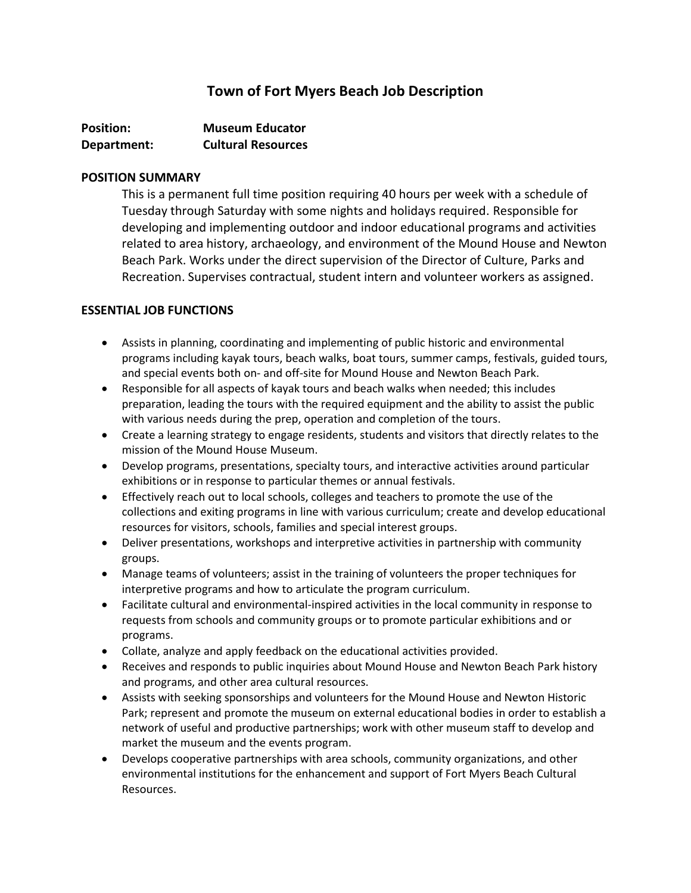# Town of Fort Myers Beach Job Description

**Position:** **Museum Educator**
**Department:** **Cultural Resources**

## POSITION SUMMARY

This is a permanent full time position requiring 40 hours per week with a schedule of Tuesday through Saturday with some nights and holidays required. Responsible for developing and implementing outdoor and indoor educational programs and activities related to area history, archaeology, and environment of the Mound House and Newton Beach Park. Works under the direct supervision of the Director of Culture, Parks and Recreation. Supervises contractual, student intern and volunteer workers as assigned.

## ESSENTIAL JOB FUNCTIONS

- Assists in planning, coordinating and implementing of public historic and environmental programs including kayak tours, beach walks, boat tours, summer camps, festivals, guided tours, and special events both on- and off-site for Mound House and Newton Beach Park.
- Responsible for all aspects of kayak tours and beach walks when needed; this includes preparation, leading the tours with the required equipment and the ability to assist the public with various needs during the prep, operation and completion of the tours.
- Create a learning strategy to engage residents, students and visitors that directly relates to the mission of the Mound House Museum.
- Develop programs, presentations, specialty tours, and interactive activities around particular exhibitions or in response to particular themes or annual festivals.
- Effectively reach out to local schools, colleges and teachers to promote the use of the collections and exiting programs in line with various curriculum; create and develop educational resources for visitors, schools, families and special interest groups.
- Deliver presentations, workshops and interpretive activities in partnership with community groups.
- Manage teams of volunteers; assist in the training of volunteers the proper techniques for interpretive programs and how to articulate the program curriculum.
- Facilitate cultural and environmental-inspired activities in the local community in response to requests from schools and community groups or to promote particular exhibitions and or programs.
- Collate, analyze and apply feedback on the educational activities provided.
- Receives and responds to public inquiries about Mound House and Newton Beach Park history and programs, and other area cultural resources.
- Assists with seeking sponsorships and volunteers for the Mound House and Newton Historic Park; represent and promote the museum on external educational bodies in order to establish a network of useful and productive partnerships; work with other museum staff to develop and market the museum and the events program.
- Develops cooperative partnerships with area schools, community organizations, and other environmental institutions for the enhancement and support of Fort Myers Beach Cultural Resources.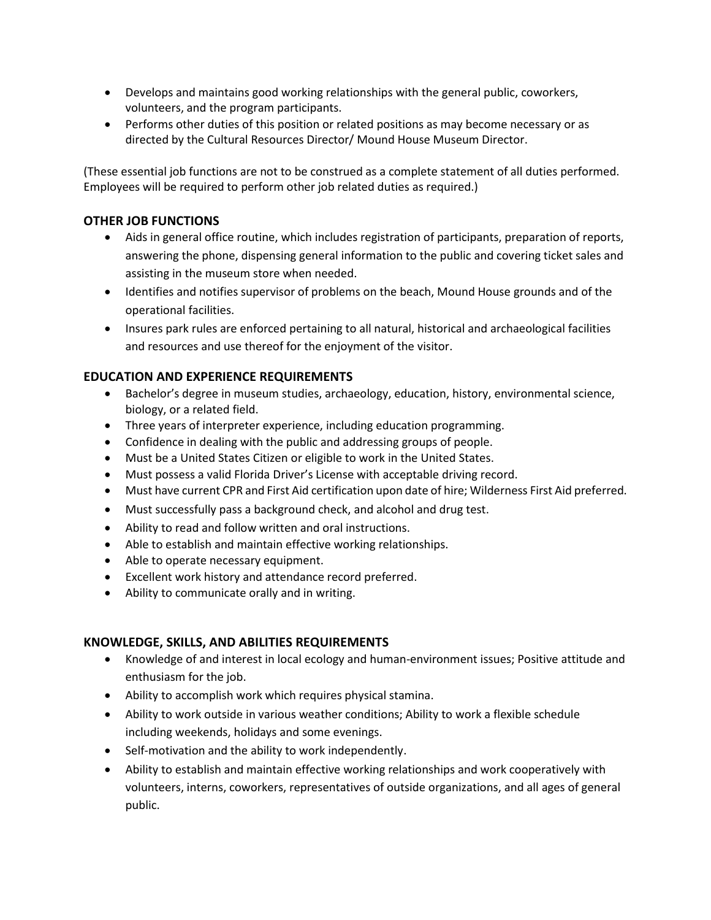- Develops and maintains good working relationships with the general public, coworkers, volunteers, and the program participants.
- Performs other duties of this position or related positions as may become necessary or as directed by the Cultural Resources Director/ Mound House Museum Director.

(These essential job functions are not to be construed as a complete statement of all duties performed. Employees will be required to perform other job related duties as required.)

## OTHER JOB FUNCTIONS

- Aids in general office routine, which includes registration of participants, preparation of reports, answering the phone, dispensing general information to the public and covering ticket sales and assisting in the museum store when needed.
- Identifies and notifies supervisor of problems on the beach, Mound House grounds and of the operational facilities.
- Insures park rules are enforced pertaining to all natural, historical and archaeological facilities and resources and use thereof for the enjoyment of the visitor.

## EDUCATION AND EXPERIENCE REQUIREMENTS

- Bachelor's degree in museum studies, archaeology, education, history, environmental science, biology, or a related field.
- Three years of interpreter experience, including education programming.
- Confidence in dealing with the public and addressing groups of people.
- Must be a United States Citizen or eligible to work in the United States.
- Must possess a valid Florida Driver's License with acceptable driving record.
- Must have current CPR and First Aid certification upon date of hire; Wilderness First Aid preferred.
- Must successfully pass a background check, and alcohol and drug test.
- Ability to read and follow written and oral instructions.
- Able to establish and maintain effective working relationships.
- Able to operate necessary equipment.
- Excellent work history and attendance record preferred.
- Ability to communicate orally and in writing.

## KNOWLEDGE, SKILLS, AND ABILITIES REQUIREMENTS

- Knowledge of and interest in local ecology and human-environment issues; Positive attitude and enthusiasm for the job.
- Ability to accomplish work which requires physical stamina.
- Ability to work outside in various weather conditions; Ability to work a flexible schedule including weekends, holidays and some evenings.
- Self-motivation and the ability to work independently.
- Ability to establish and maintain effective working relationships and work cooperatively with volunteers, interns, coworkers, representatives of outside organizations, and all ages of general public.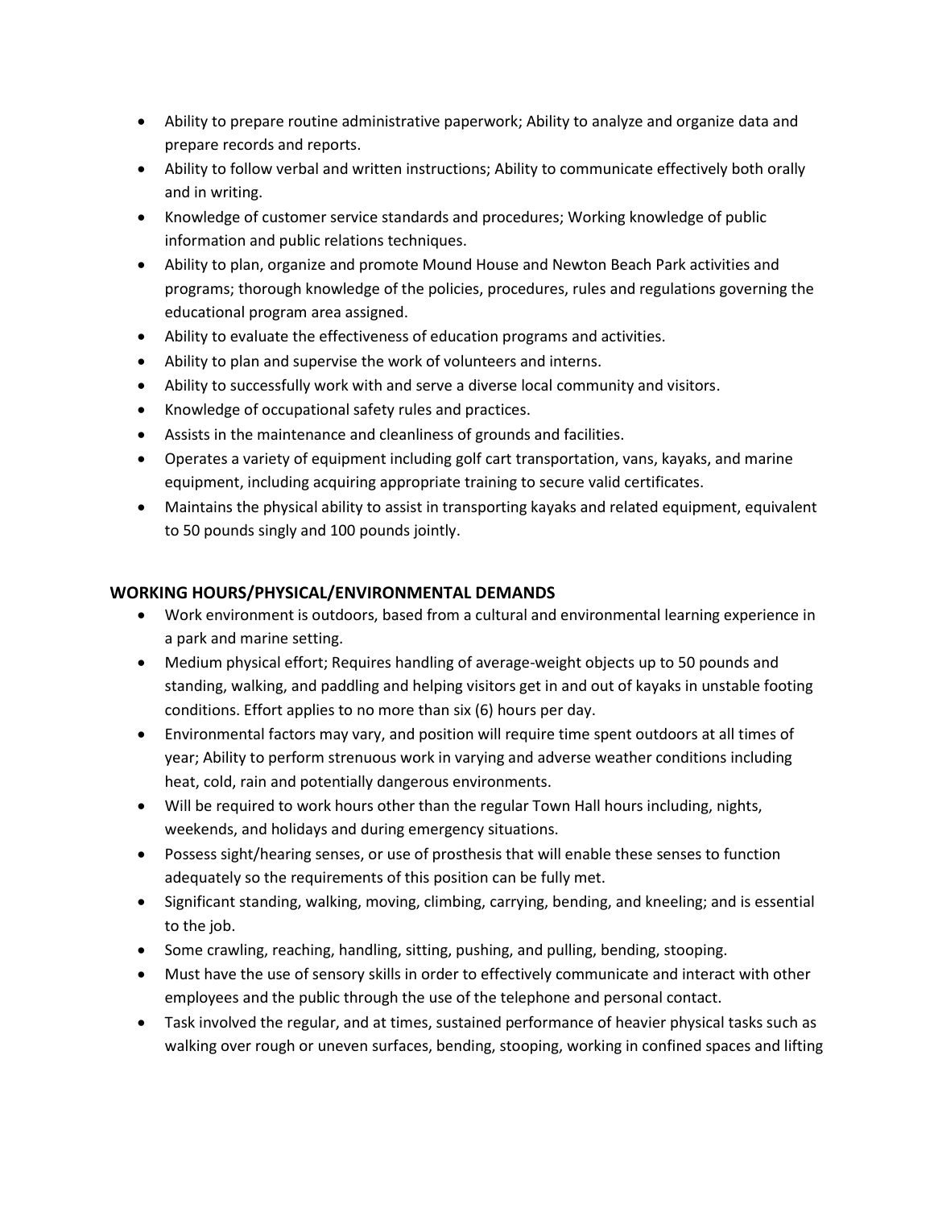- Ability to prepare routine administrative paperwork; Ability to analyze and organize data and prepare records and reports.
- Ability to follow verbal and written instructions; Ability to communicate effectively both orally and in writing.
- Knowledge of customer service standards and procedures; Working knowledge of public information and public relations techniques.
- Ability to plan, organize and promote Mound House and Newton Beach Park activities and programs; thorough knowledge of the policies, procedures, rules and regulations governing the educational program area assigned.
- Ability to evaluate the effectiveness of education programs and activities.
- Ability to plan and supervise the work of volunteers and interns.
- Ability to successfully work with and serve a diverse local community and visitors.
- Knowledge of occupational safety rules and practices.
- Assists in the maintenance and cleanliness of grounds and facilities.
- Operates a variety of equipment including golf cart transportation, vans, kayaks, and marine equipment, including acquiring appropriate training to secure valid certificates.
- Maintains the physical ability to assist in transporting kayaks and related equipment, equivalent to 50 pounds singly and 100 pounds jointly.

## WORKING HOURS/PHYSICAL/ENVIRONMENTAL DEMANDS

- Work environment is outdoors, based from a cultural and environmental learning experience in a park and marine setting.
- Medium physical effort; Requires handling of average-weight objects up to 50 pounds and standing, walking, and paddling and helping visitors get in and out of kayaks in unstable footing conditions. Effort applies to no more than six (6) hours per day.
- Environmental factors may vary, and position will require time spent outdoors at all times of year; Ability to perform strenuous work in varying and adverse weather conditions including heat, cold, rain and potentially dangerous environments.
- Will be required to work hours other than the regular Town Hall hours including, nights, weekends, and holidays and during emergency situations.
- Possess sight/hearing senses, or use of prosthesis that will enable these senses to function adequately so the requirements of this position can be fully met.
- Significant standing, walking, moving, climbing, carrying, bending, and kneeling; and is essential to the job.
- Some crawling, reaching, handling, sitting, pushing, and pulling, bending, stooping.
- Must have the use of sensory skills in order to effectively communicate and interact with other employees and the public through the use of the telephone and personal contact.
- Task involved the regular, and at times, sustained performance of heavier physical tasks such as walking over rough or uneven surfaces, bending, stooping, working in confined spaces and lifting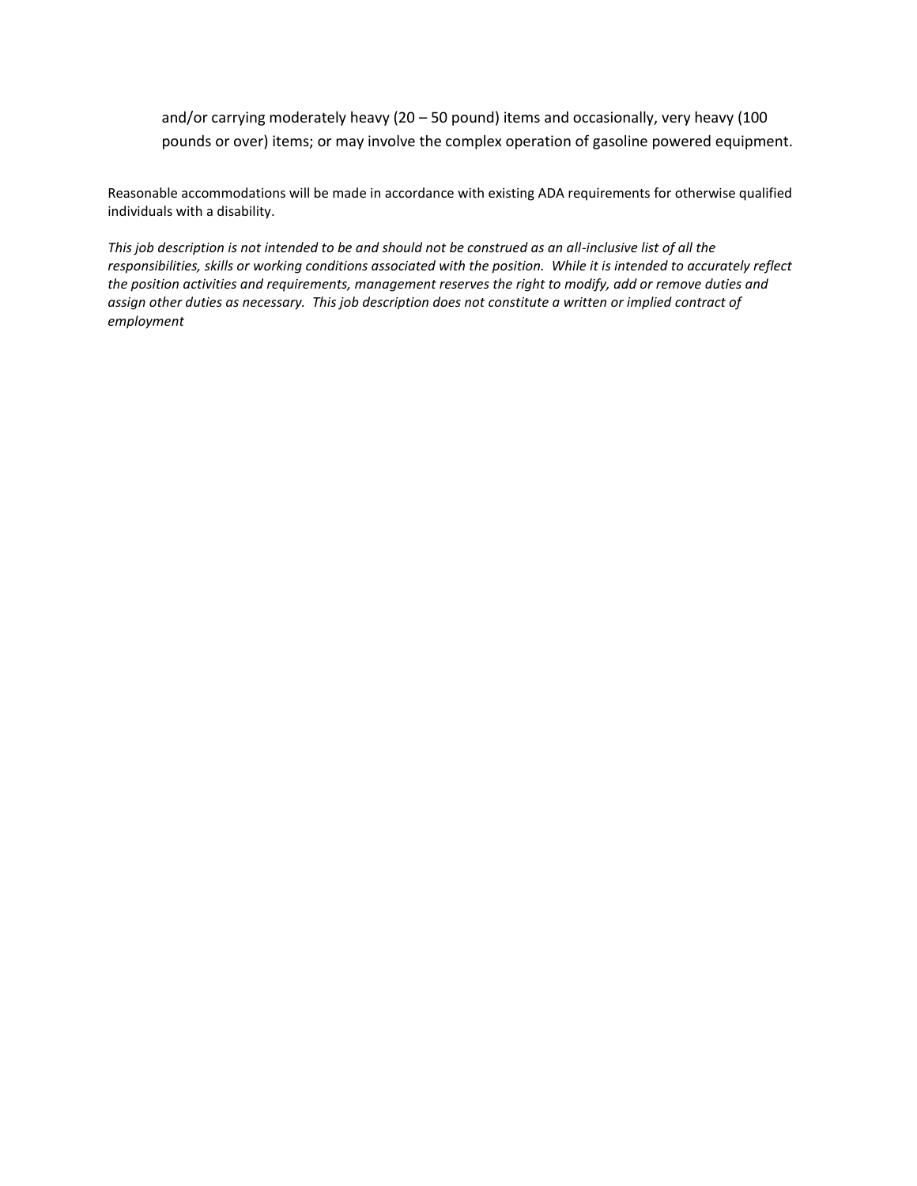and/or carrying moderately heavy (20 – 50 pound) items and occasionally, very heavy (100 pounds or over) items; or may involve the complex operation of gasoline powered equipment.

Reasonable accommodations will be made in accordance with existing ADA requirements for otherwise qualified individuals with a disability.

*This job description is not intended to be and should not be construed as an all-inclusive list of all the responsibilities, skills or working conditions associated with the position. While it is intended to accurately reflect the position activities and requirements, management reserves the right to modify, add or remove duties and assign other duties as necessary. This job description does not constitute a written or implied contract of employment*